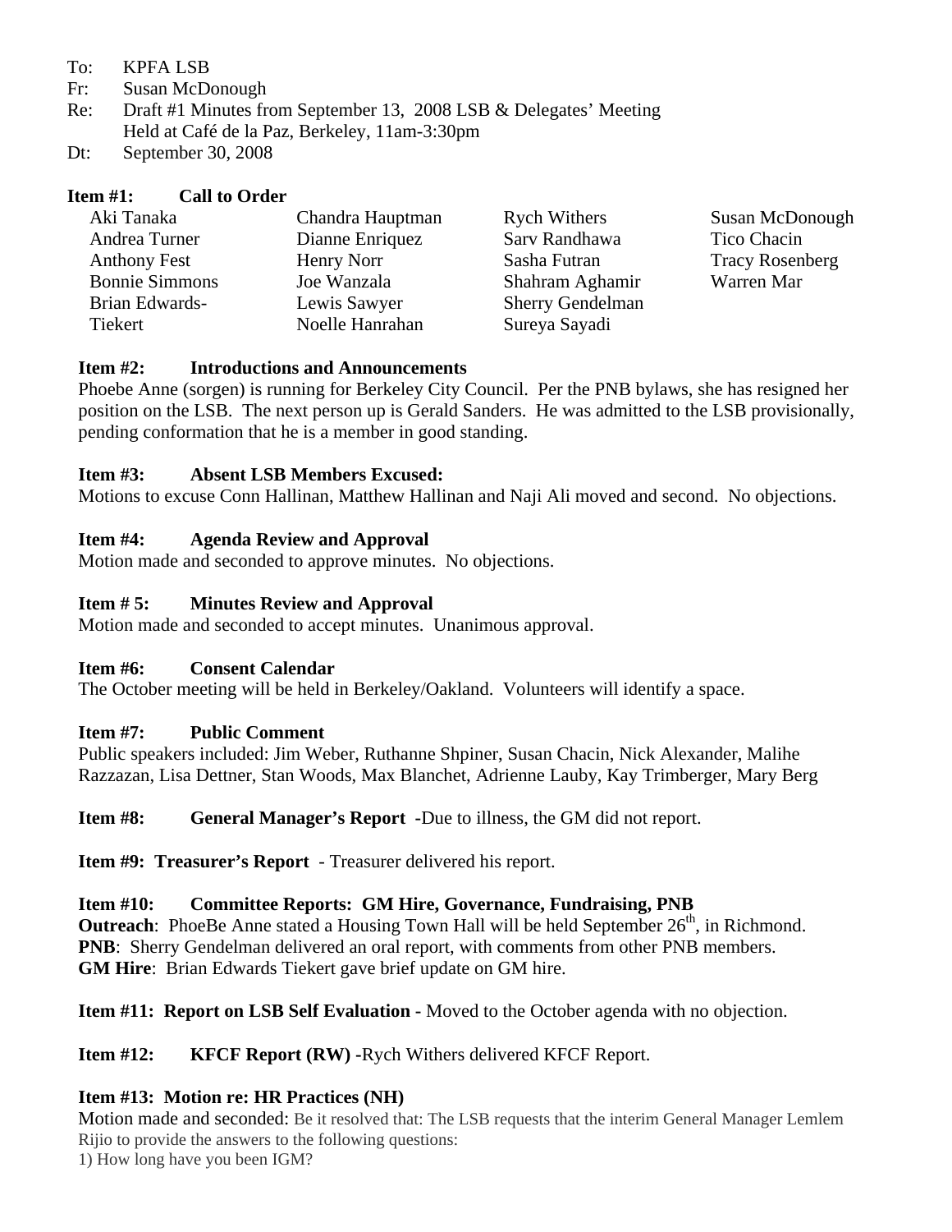To: KPFA LSB
Fr: Susan McDonough
Re: Draft #1 Minutes from September 13, 2008 LSB & Delegates' Meeting
Held at Café de la Paz, Berkeley, 11am-3:30pm
Dt: September 30, 2008

**Item #1: Call to Order**

| | | | |
|---|---|---|---|
| Aki Tanaka | Chandra Hauptman | Rych Withers | Susan McDonough |
| Andrea Turner | Dianne Enriquez | Sarv Randhawa | Tico Chacin |
| Anthony Fest | Henry Norr | Sasha Futran | Tracy Rosenberg |
| Bonnie Simmons | Joe Wanzala | Shahram Aghamir | Warren Mar |
| Brian Edwards-Tiekert | Lewis Sawyer | Sherry Gendelman | |
| | Noelle Hanrahan | Sureya Sayadi | |

**Item #2: Introductions and Announcements**

Phoebe Anne (sorgen) is running for Berkeley City Council. Per the PNB bylaws, she has resigned her position on the LSB. The next person up is Gerald Sanders. He was admitted to the LSB provisionally, pending conformation that he is a member in good standing.

**Item #3: Absent LSB Members Excused:**

Motions to excuse Conn Hallinan, Matthew Hallinan and Naji Ali moved and second. No objections.

**Item #4: Agenda Review and Approval**

Motion made and seconded to approve minutes. No objections.

**Item # 5: Minutes Review and Approval**

Motion made and seconded to accept minutes. Unanimous approval.

**Item #6: Consent Calendar**

The October meeting will be held in Berkeley/Oakland. Volunteers will identify a space.

**Item #7: Public Comment**

Public speakers included: Jim Weber, Ruthanne Shpiner, Susan Chacin, Nick Alexander, Malihe Razzazan, Lisa Dettner, Stan Woods, Max Blanchet, Adrienne Lauby, Kay Trimberger, Mary Berg

**Item #8: General Manager's Report** -Due to illness, the GM did not report.

**Item #9: Treasurer's Report** - Treasurer delivered his report.

**Item #10: Committee Reports: GM Hire, Governance, Fundraising, PNB**

**Outreach**: PhoeBe Anne stated a Housing Town Hall will be held September 26th, in Richmond.
**PNB**: Sherry Gendelman delivered an oral report, with comments from other PNB members.
**GM Hire**: Brian Edwards Tiekert gave brief update on GM hire.

**Item #11: Report on LSB Self Evaluation -** Moved to the October agenda with no objection.

**Item #12: KFCF Report (RW)** -Rych Withers delivered KFCF Report.

**Item #13: Motion re: HR Practices (NH)**

Motion made and seconded: Be it resolved that: The LSB requests that the interim General Manager Lemlem Rijio to provide the answers to the following questions:

1) How long have you been IGM?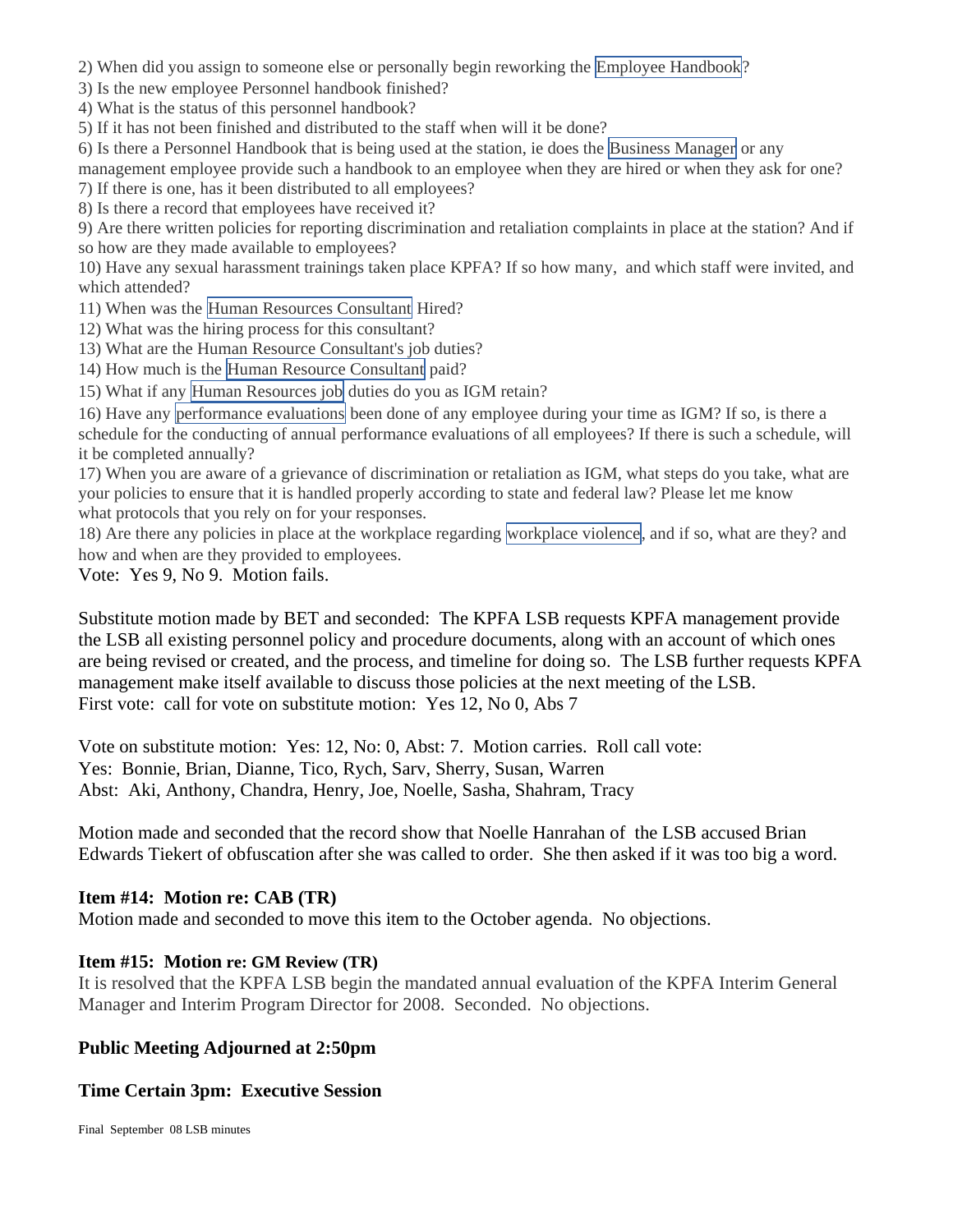2) When did you assign to someone else or personally begin reworking the Employee Handbook?
3) Is the new employee Personnel handbook finished?
4) What is the status of this personnel handbook?
5) If it has not been finished and distributed to the staff when will it be done?
6) Is there a Personnel Handbook that is being used at the station, ie does the Business Manager or any management employee provide such a handbook to an employee when they are hired or when they ask for one?
7) If there is one, has it been distributed to all employees?
8) Is there a record that employees have received it?
9) Are there written policies for reporting discrimination and retaliation complaints in place at the station? And if so how are they made available to employees?
10) Have any sexual harassment trainings taken place KPFA? If so how many, and which staff were invited, and which attended?
11) When was the Human Resources Consultant Hired?
12) What was the hiring process for this consultant?
13) What are the Human Resource Consultant's job duties?
14) How much is the Human Resource Consultant paid?
15) What if any Human Resources job duties do you as IGM retain?
16) Have any performance evaluations been done of any employee during your time as IGM? If so, is there a schedule for the conducting of annual performance evaluations of all employees? If there is such a schedule, will it be completed annually?
17) When you are aware of a grievance of discrimination or retaliation as IGM, what steps do you take, what are your policies to ensure that it is handled properly according to state and federal law? Please let me know what protocols that you rely on for your responses.
18) Are there any policies in place at the workplace regarding workplace violence, and if so, what are they? and how and when are they provided to employees?

Vote: Yes 9, No 9. Motion fails.

Substitute motion made by BET and seconded: The KPFA LSB requests KPFA management provide the LSB all existing personnel policy and procedure documents, along with an account of which ones are being revised or created, and the process, and timeline for doing so. The LSB further requests KPFA management make itself available to discuss those policies at the next meeting of the LSB.
First vote: call for vote on substitute motion: Yes 12, No 0, Abs 7

Vote on substitute motion: Yes: 12, No: 0, Abst: 7. Motion carries. Roll call vote:
Yes: Bonnie, Brian, Dianne, Tico, Rych, Sarv, Sherry, Susan, Warren
Abst: Aki, Anthony, Chandra, Henry, Joe, Noelle, Sasha, Shahram, Tracy

Motion made and seconded that the record show that Noelle Hanrahan of the LSB accused Brian Edwards Tiekert of obfuscation after she was called to order. She then asked if it was too big a word.

### Item #14: Motion re: CAB (TR)

Motion made and seconded to move this item to the October agenda. No objections.

### Item #15: Motion re: GM Review (TR)

It is resolved that the KPFA LSB begin the mandated annual evaluation of the KPFA Interim General Manager and Interim Program Director for 2008. Seconded. No objections.

### Public Meeting Adjourned at 2:50pm

### Time Certain 3pm: Executive Session